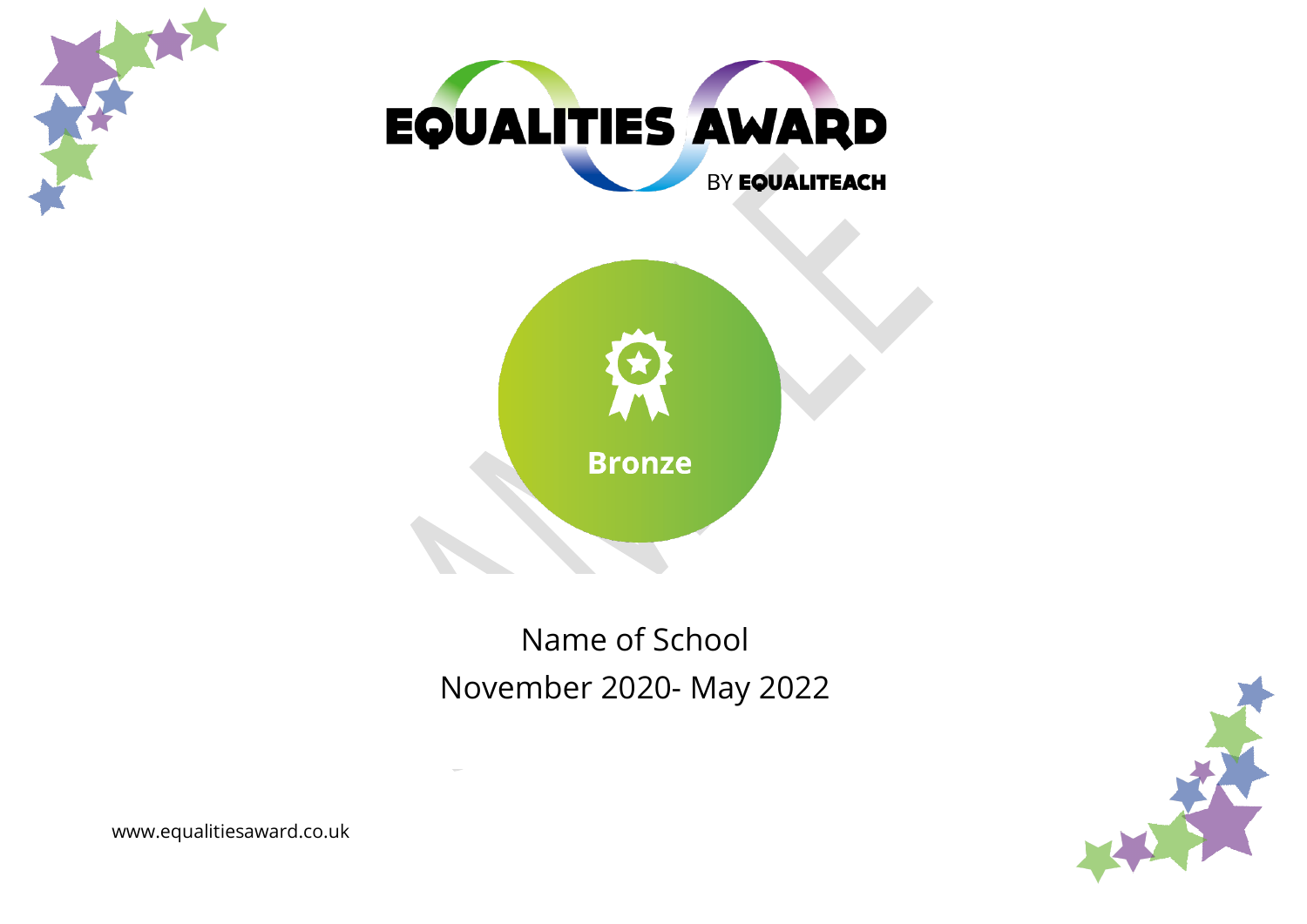# EQUALITIES AWARD

BY EQUALITEACH

**Bronze**

Name of School

November 2020- May 2022

www.equalitiesaward.co.uk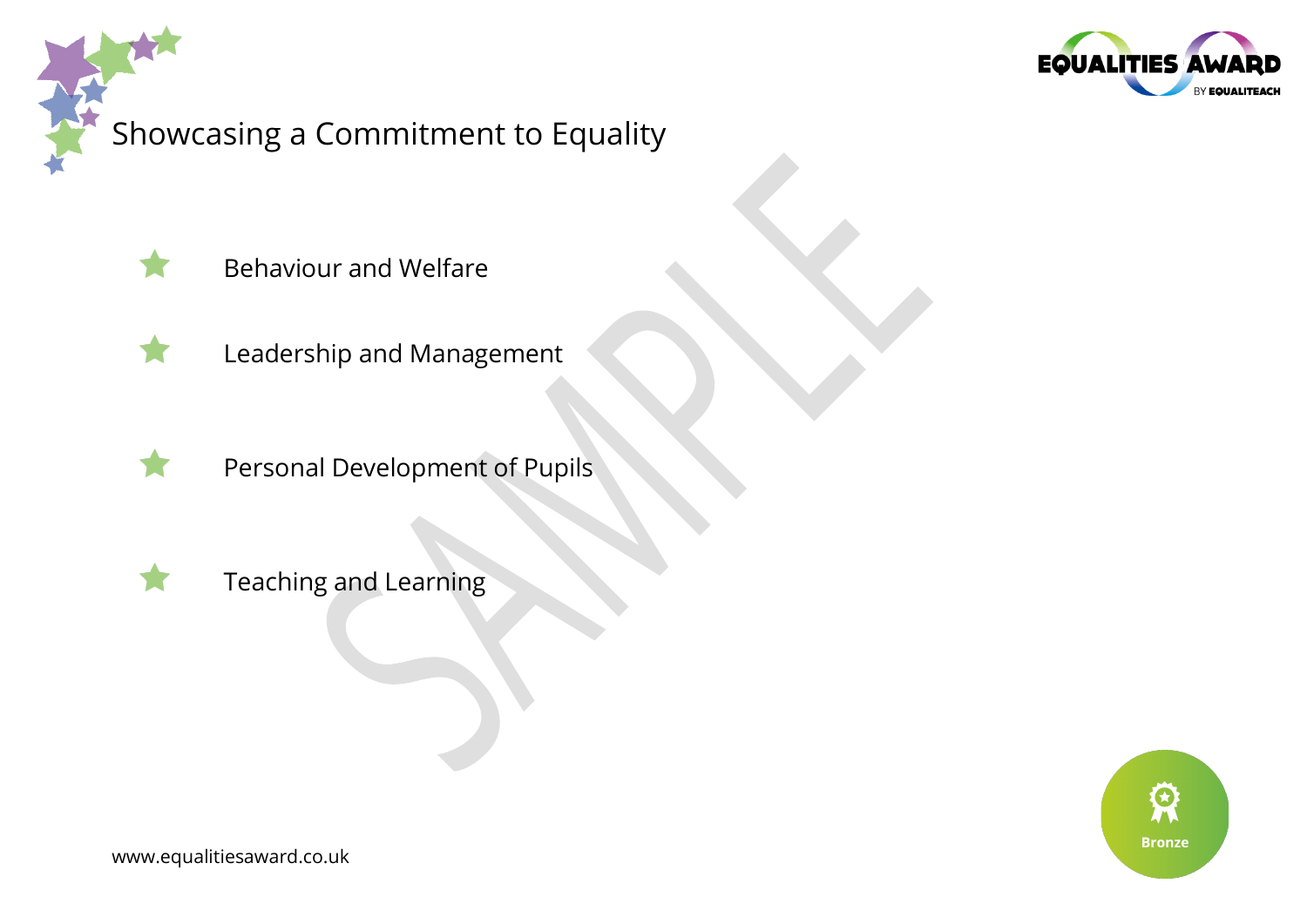# Showcasing a Commitment to Equality

- Behaviour and Welfare
- Leadership and Management
- Personal Development of Pupils
- Teaching and Learning

Bronze

www.equalitiesaward.co.uk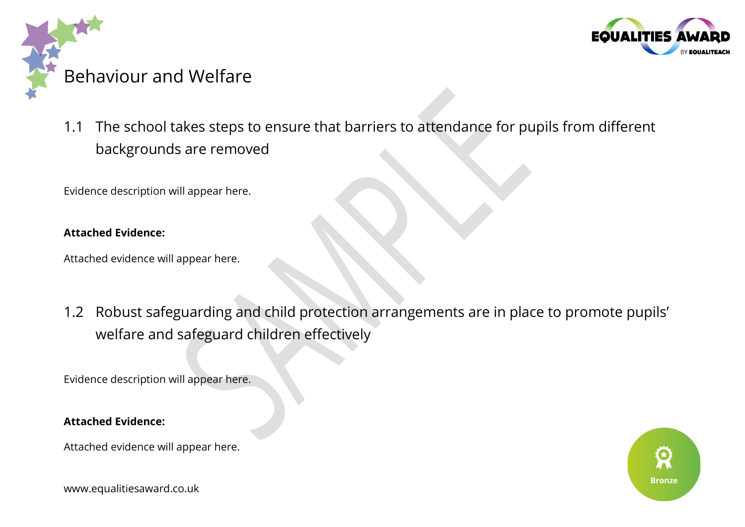# Behaviour and Welfare

## 1.1 The school takes steps to ensure that barriers to attendance for pupils from different backgrounds are removed

Evidence description will appear here.

**Attached Evidence:**

Attached evidence will appear here.

## 1.2 Robust safeguarding and child protection arrangements are in place to promote pupils' welfare and safeguard children effectively

Evidence description will appear here.

**Attached Evidence:**

Attached evidence will appear here.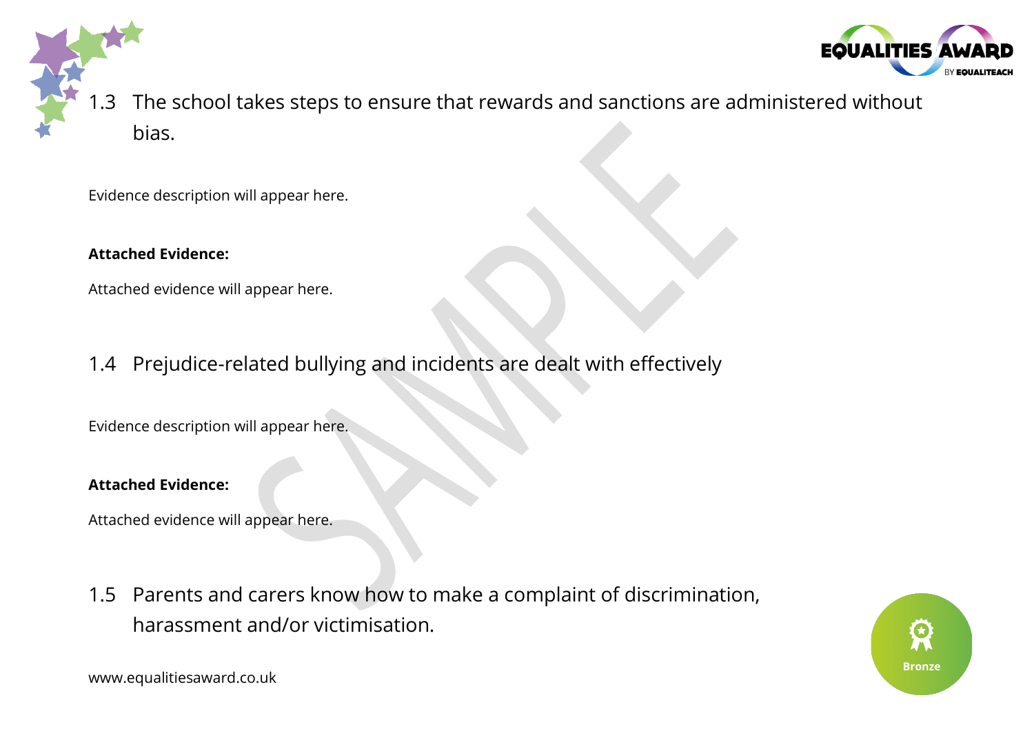## 1.3 The school takes steps to ensure that rewards and sanctions are administered without bias.

Evidence description will appear here.

**Attached Evidence:**

Attached evidence will appear here.

## 1.4 Prejudice-related bullying and incidents are dealt with effectively

Evidence description will appear here.

**Attached Evidence:**

Attached evidence will appear here.

## 1.5 Parents and carers know how to make a complaint of discrimination, harassment and/or victimisation.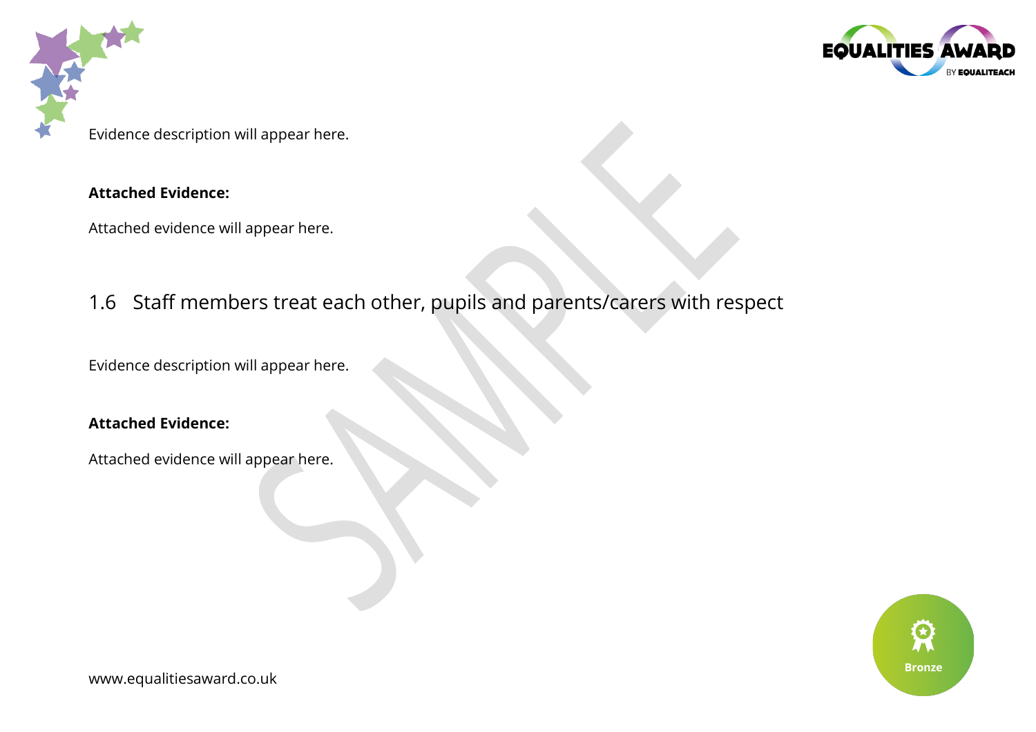Evidence description will appear here.

**Attached Evidence:**

Attached evidence will appear here.

## 1.6 Staff members treat each other, pupils and parents/carers with respect

Evidence description will appear here.

**Attached Evidence:**

Attached evidence will appear here.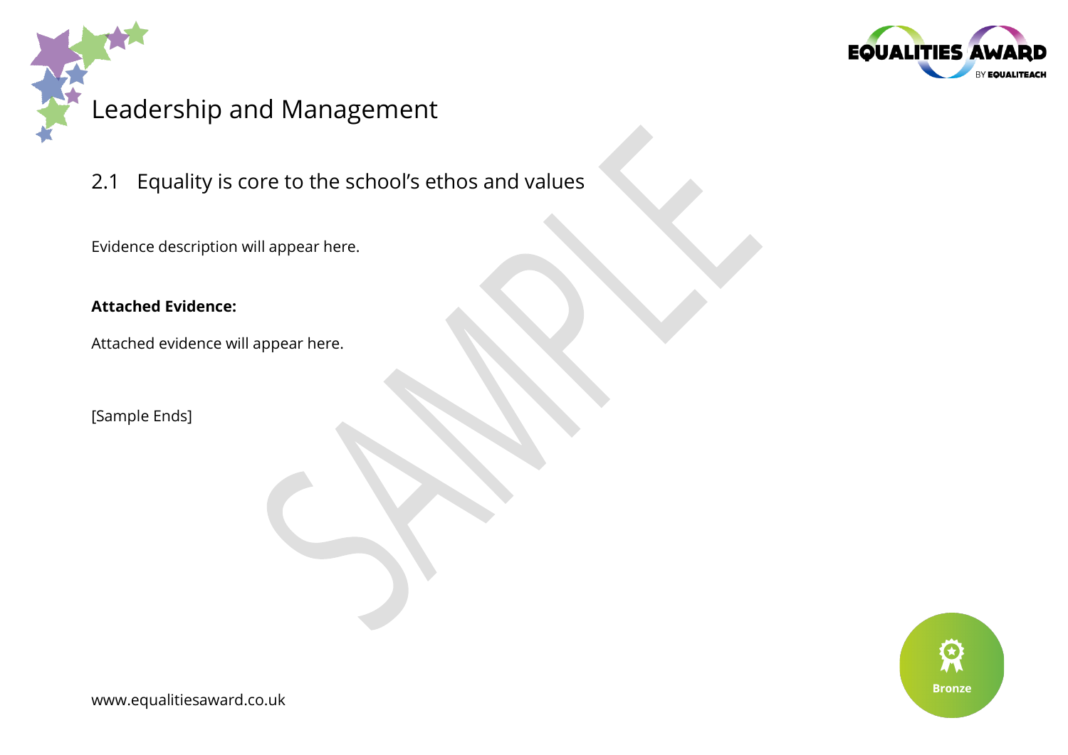# Leadership and Management

## 2.1 Equality is core to the school's ethos and values

Evidence description will appear here.

**Attached Evidence:**

Attached evidence will appear here.

[Sample Ends]

Bronze